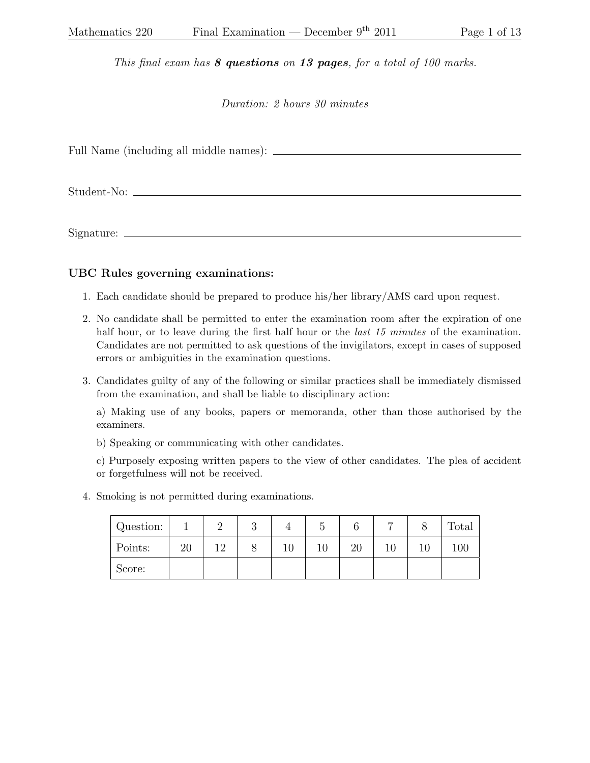*This final exam has **8 questions** on **13 pages**, for a total of 100 marks.*

*Duration: 2 hours 30 minutes*

Full Name (including all middle names): ____________________________________

Student-No: ____________________________________

Signature: ____________________________________

## UBC Rules governing examinations:

1. Each candidate should be prepared to produce his/her library/AMS card upon request.
2. No candidate shall be permitted to enter the examination room after the expiration of one half hour, or to leave during the first half hour or the *last 15 minutes* of the examination. Candidates are not permitted to ask questions of the invigilators, except in cases of supposed errors or ambiguities in the examination questions.
3. Candidates guilty of any of the following or similar practices shall be immediately dismissed from the examination, and shall be liable to disciplinary action:

   a) Making use of any books, papers or memoranda, other than those authorised by the examiners.

   b) Speaking or communicating with other candidates.

   c) Purposely exposing written papers to the view of other candidates. The plea of accident or forgetfulness will not be received.
4. Smoking is not permitted during examinations.

| Question: | 1 | 2 | 3 | 4 | 5 | 6 | 7 | 8 | Total |
|---|---|---|---|---|---|---|---|---|---|
| Points: | 20 | 12 | 8 | 10 | 10 | 20 | 10 | 10 | 100 |
| Score: | | | | | | | | | |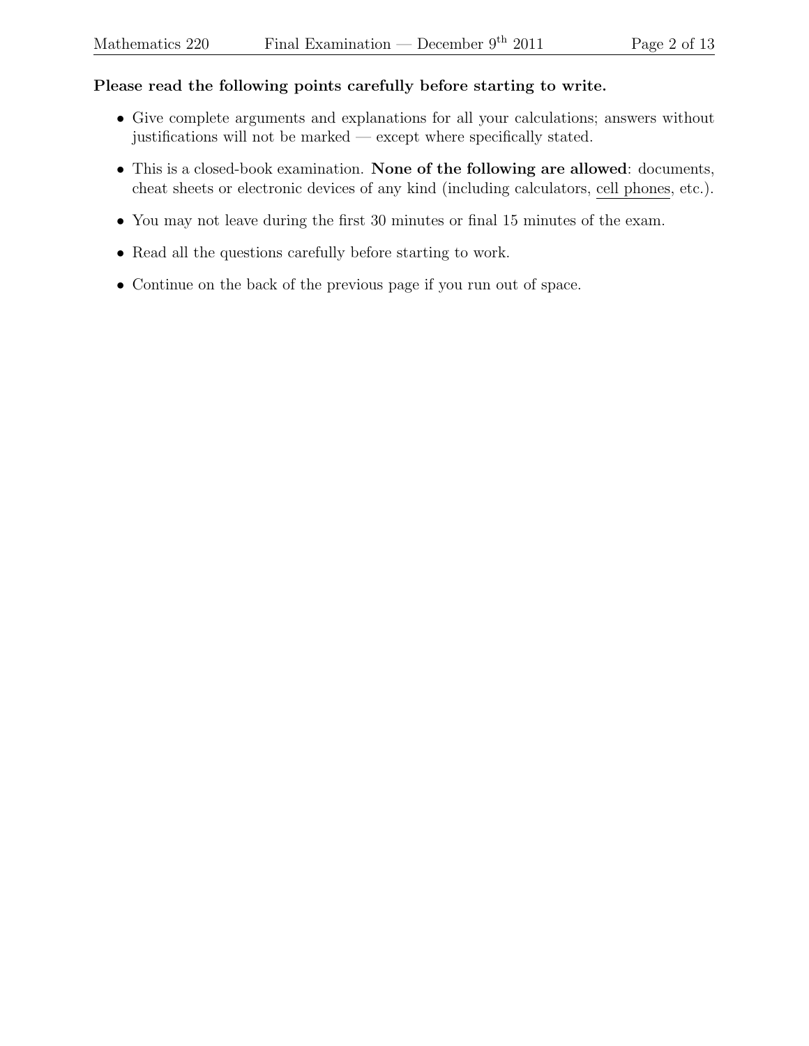**Please read the following points carefully before starting to write.**

- Give complete arguments and explanations for all your calculations; answers without justifications will not be marked — except where specifically stated.
- This is a closed-book examination. **None of the following are allowed**: documents, cheat sheets or electronic devices of any kind (including calculators, cell phones, etc.).
- You may not leave during the first 30 minutes or final 15 minutes of the exam.
- Read all the questions carefully before starting to work.
- Continue on the back of the previous page if you run out of space.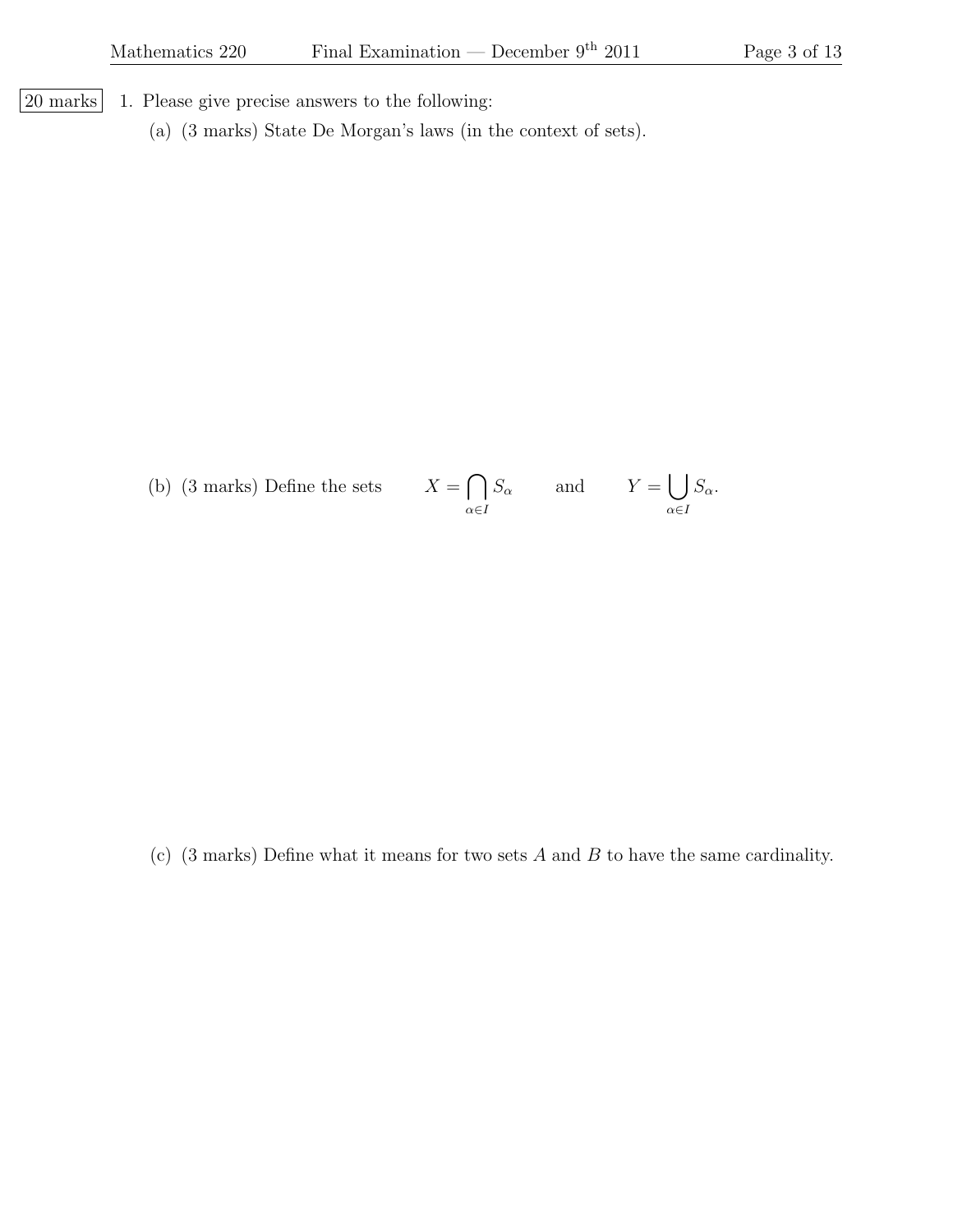20 marks

1. Please give precise answers to the following:

   (a) (3 marks) State De Morgan's laws (in the context of sets).

   (b) (3 marks) Define the sets $X = \bigcap_{\alpha \in I} S_\alpha$ and $Y = \bigcup_{\alpha \in I} S_\alpha$.

   (c) (3 marks) Define what it means for two sets $A$ and $B$ to have the same cardinality.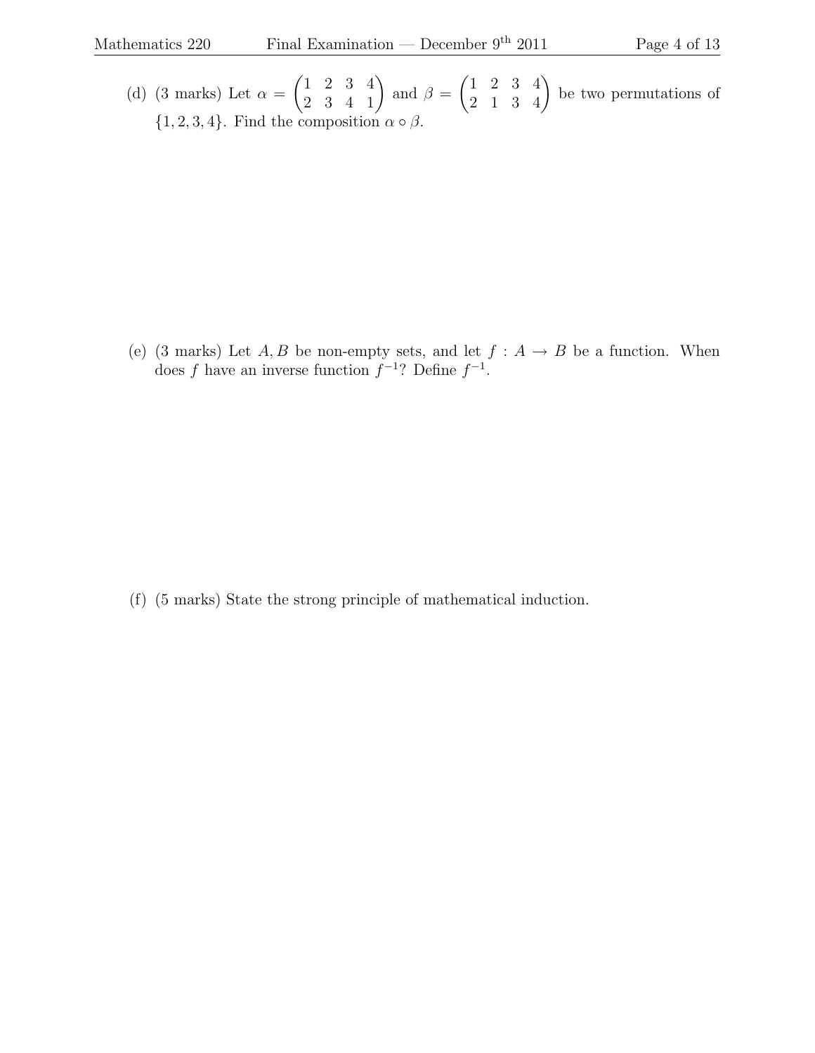(d) (3 marks) Let $\alpha = \begin{pmatrix} 1 & 2 & 3 & 4 \\ 2 & 3 & 4 & 1 \end{pmatrix}$ and $\beta = \begin{pmatrix} 1 & 2 & 3 & 4 \\ 2 & 1 & 3 & 4 \end{pmatrix}$ be two permutations of $\{1, 2, 3, 4\}$. Find the composition $\alpha \circ \beta$.

(e) (3 marks) Let $A, B$ be non-empty sets, and let $f : A \to B$ be a function. When does $f$ have an inverse function $f^{-1}$? Define $f^{-1}$.

(f) (5 marks) State the strong principle of mathematical induction.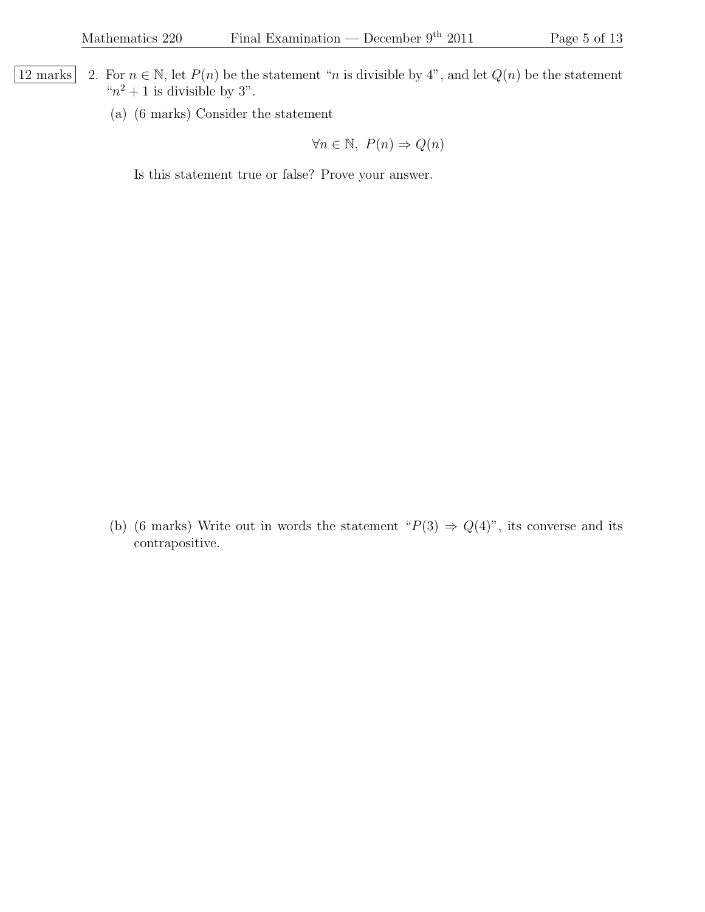12 marks

2. For $n \in \mathbb{N}$, let $P(n)$ be the statement "$n$ is divisible by 4", and let $Q(n)$ be the statement "$n^2 + 1$ is divisible by 3".

   (a) (6 marks) Consider the statement

   $$\forall n \in \mathbb{N}, \ P(n) \Rightarrow Q(n)$$

   Is this statement true or false? Prove your answer.

   (b) (6 marks) Write out in words the statement "$P(3) \Rightarrow Q(4)$", its converse and its contrapositive.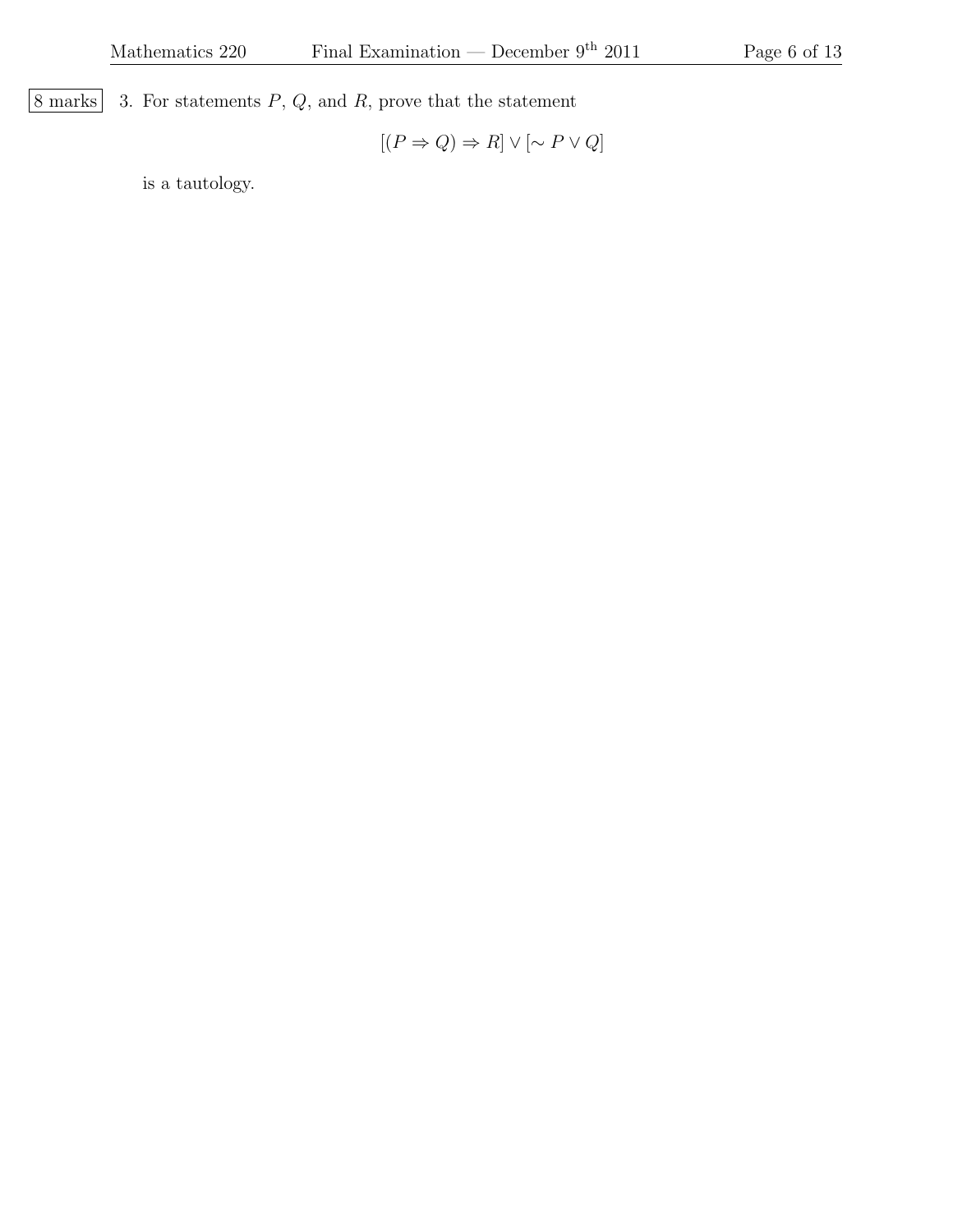8 marks

3. For statements $P$, $Q$, and $R$, prove that the statement

$$[(P \Rightarrow Q) \Rightarrow R] \vee [\sim P \vee Q]$$

is a tautology.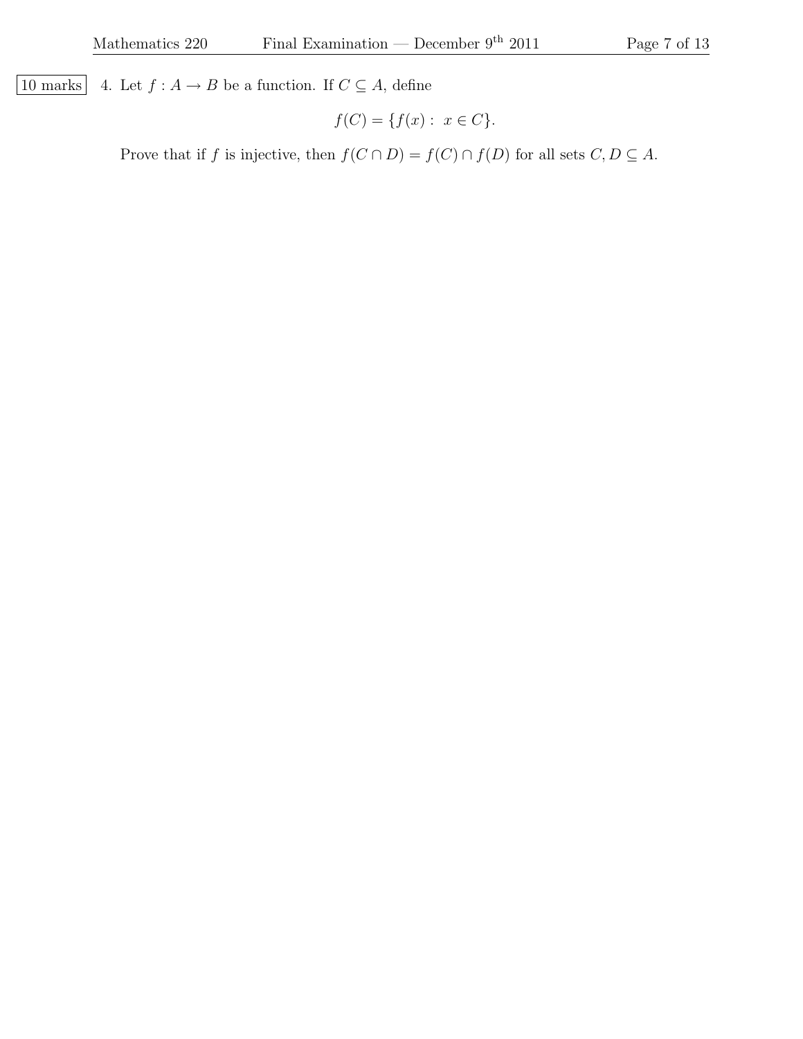10 marks 4. Let $f : A \to B$ be a function. If $C \subseteq A$, define

$$f(C) = \{f(x) : \; x \in C\}.$$

Prove that if $f$ is injective, then $f(C \cap D) = f(C) \cap f(D)$ for all sets $C, D \subseteq A$.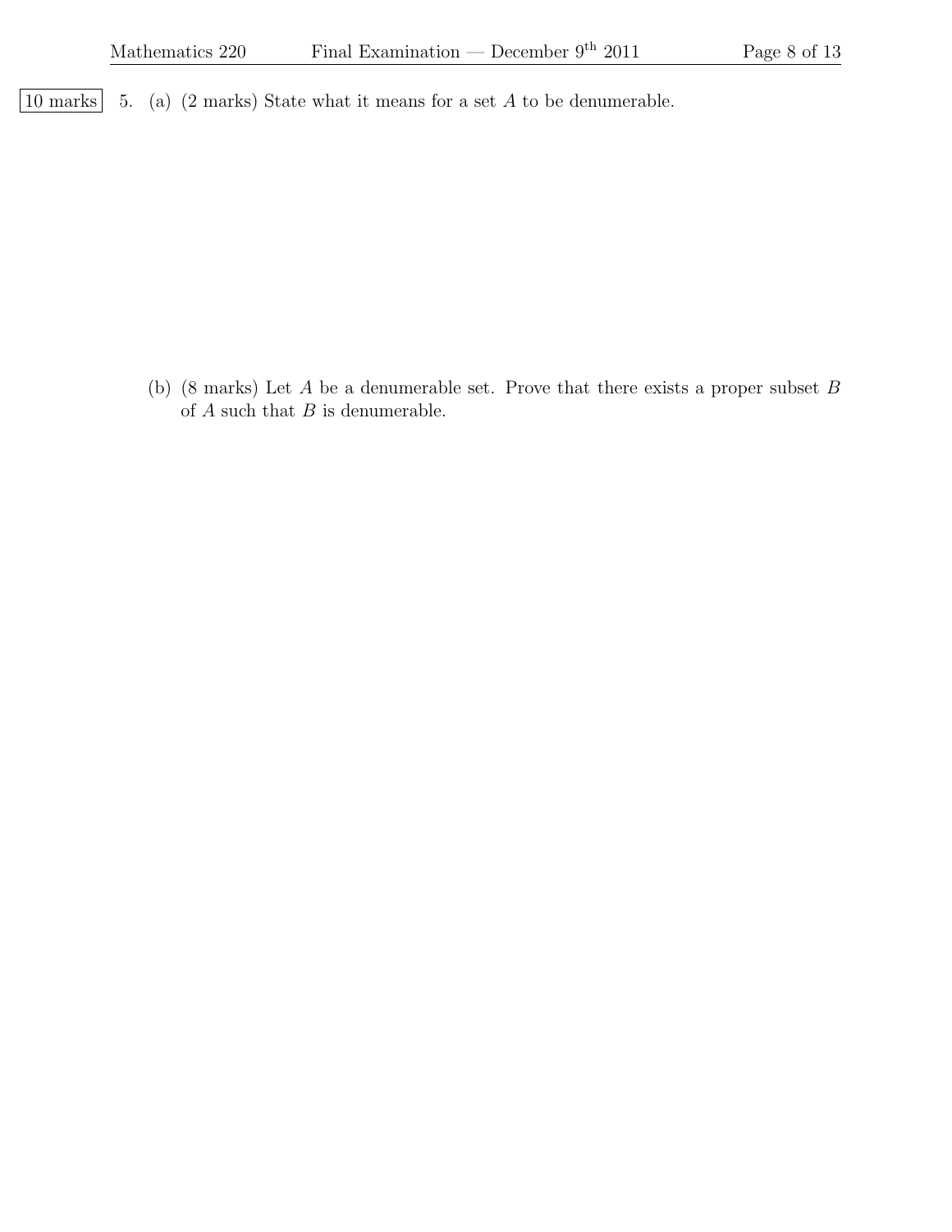10 marks

5. (a) (2 marks) State what it means for a set $A$ to be denumerable.

(b) (8 marks) Let $A$ be a denumerable set. Prove that there exists a proper subset $B$ of $A$ such that $B$ is denumerable.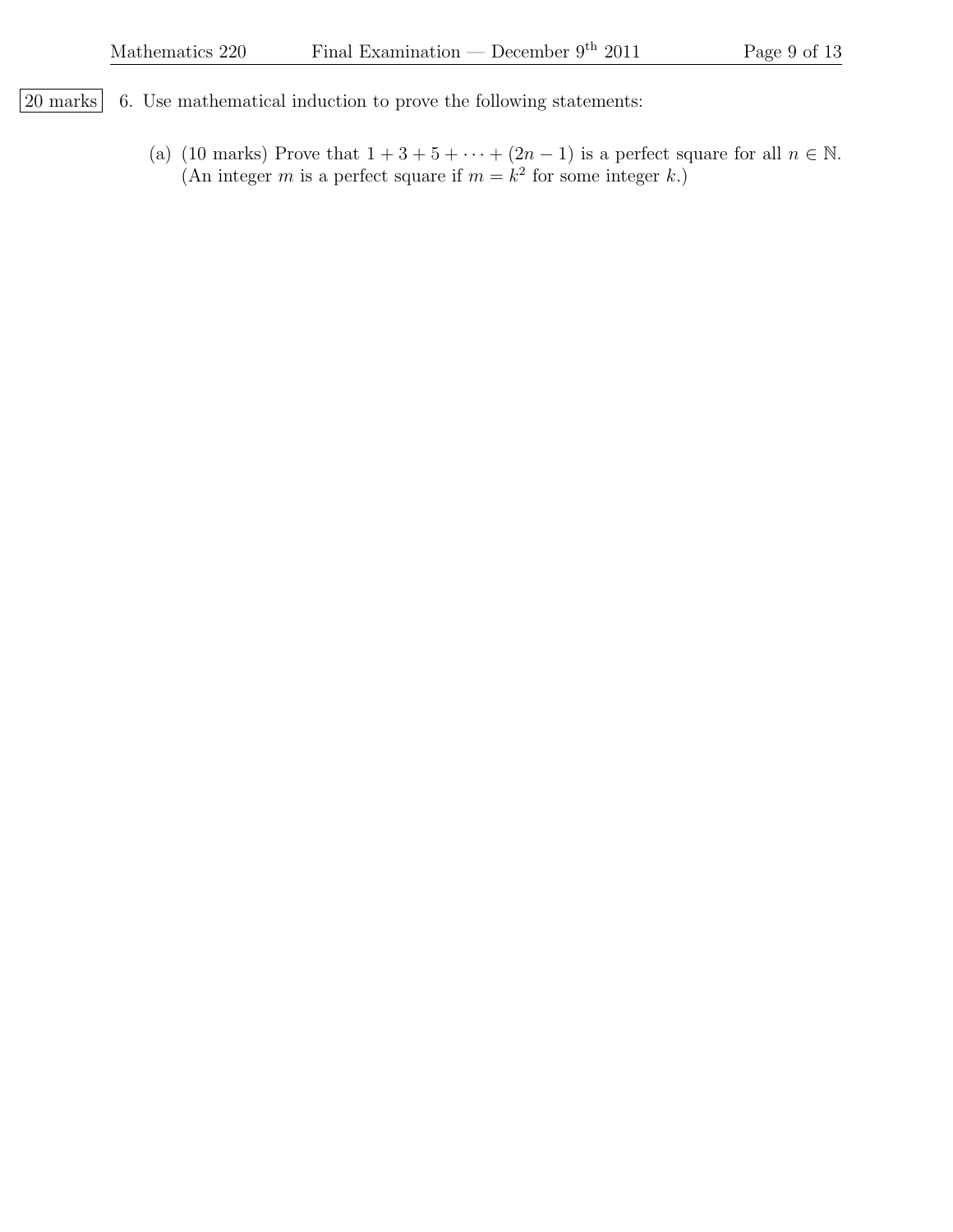20 marks

6. Use mathematical induction to prove the following statements:

   (a) (10 marks) Prove that $1 + 3 + 5 + \cdots + (2n - 1)$ is a perfect square for all $n \in \mathbb{N}$. (An integer $m$ is a perfect square if $m = k^2$ for some integer $k$.)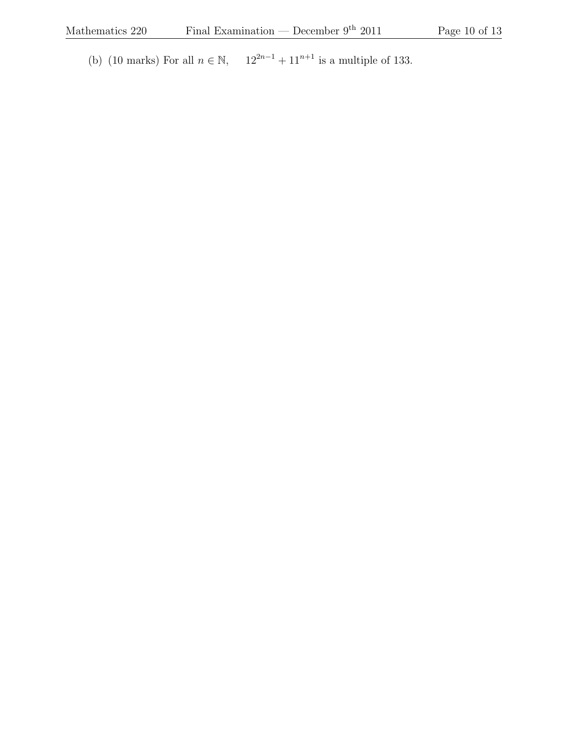(b) (10 marks) For all $n \in \mathbb{N}$, $\quad 12^{2n-1} + 11^{n+1}$ is a multiple of 133.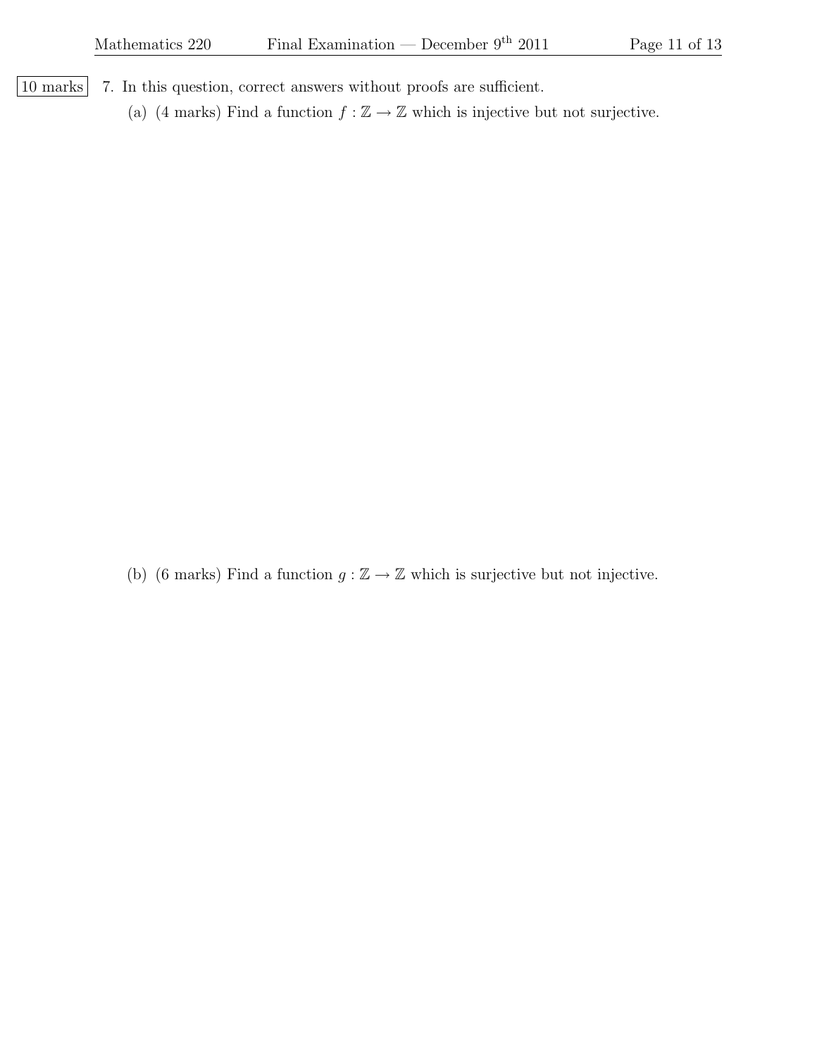10 marks 7. In this question, correct answers without proofs are sufficient.

(a) (4 marks) Find a function $f : \mathbb{Z} \to \mathbb{Z}$ which is injective but not surjective.

(b) (6 marks) Find a function $g : \mathbb{Z} \to \mathbb{Z}$ which is surjective but not injective.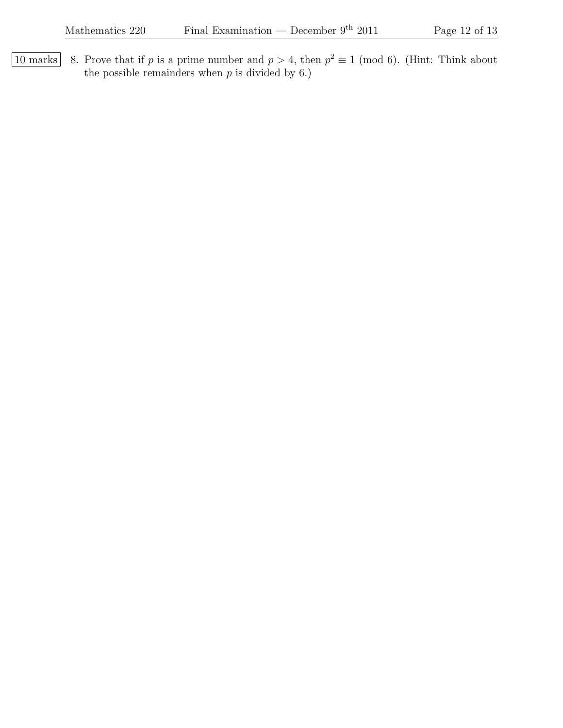10 marks 8. Prove that if $p$ is a prime number and $p > 4$, then $p^2 \equiv 1 \pmod 6$. (Hint: Think about the possible remainders when $p$ is divided by 6.)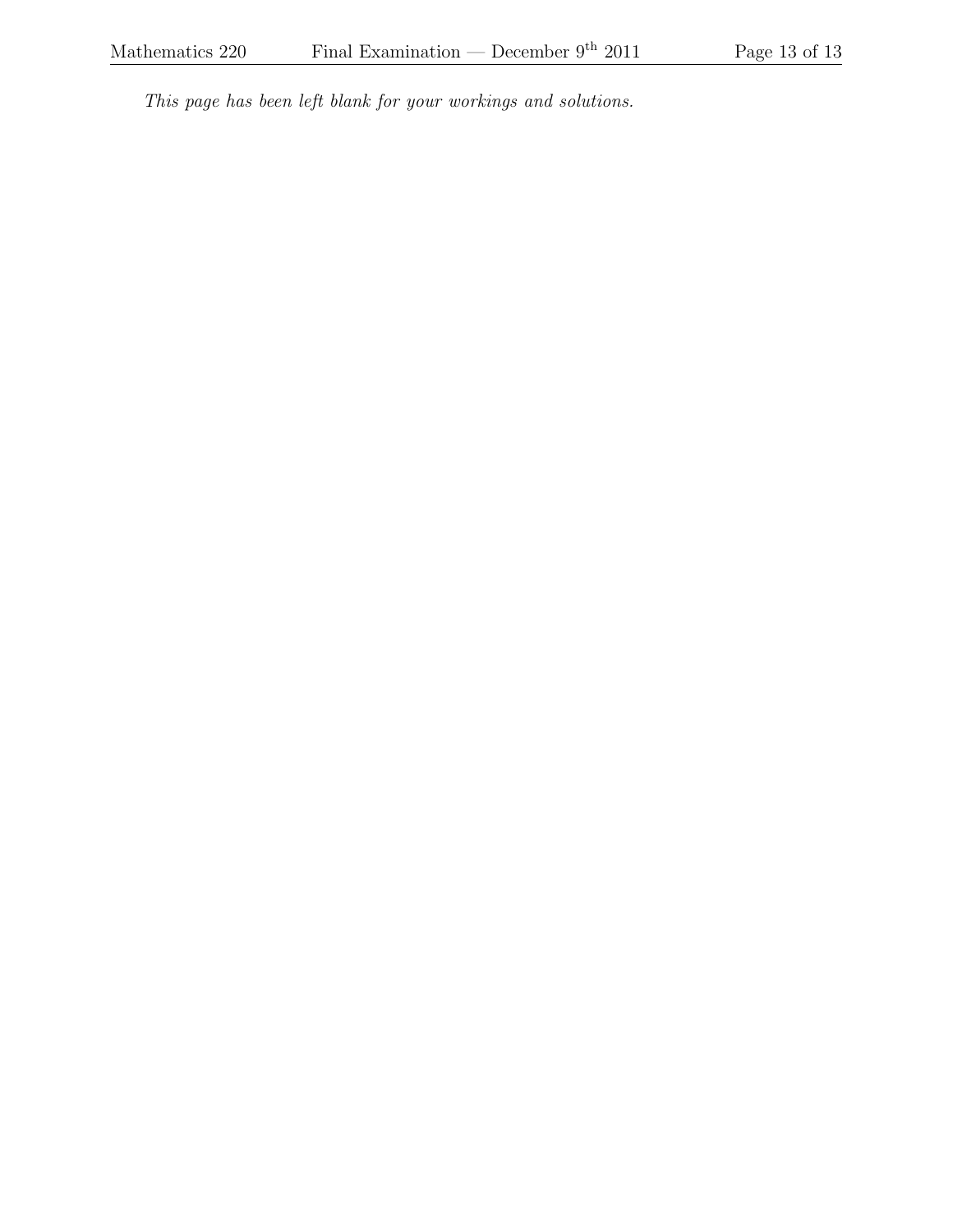*This page has been left blank for your workings and solutions.*